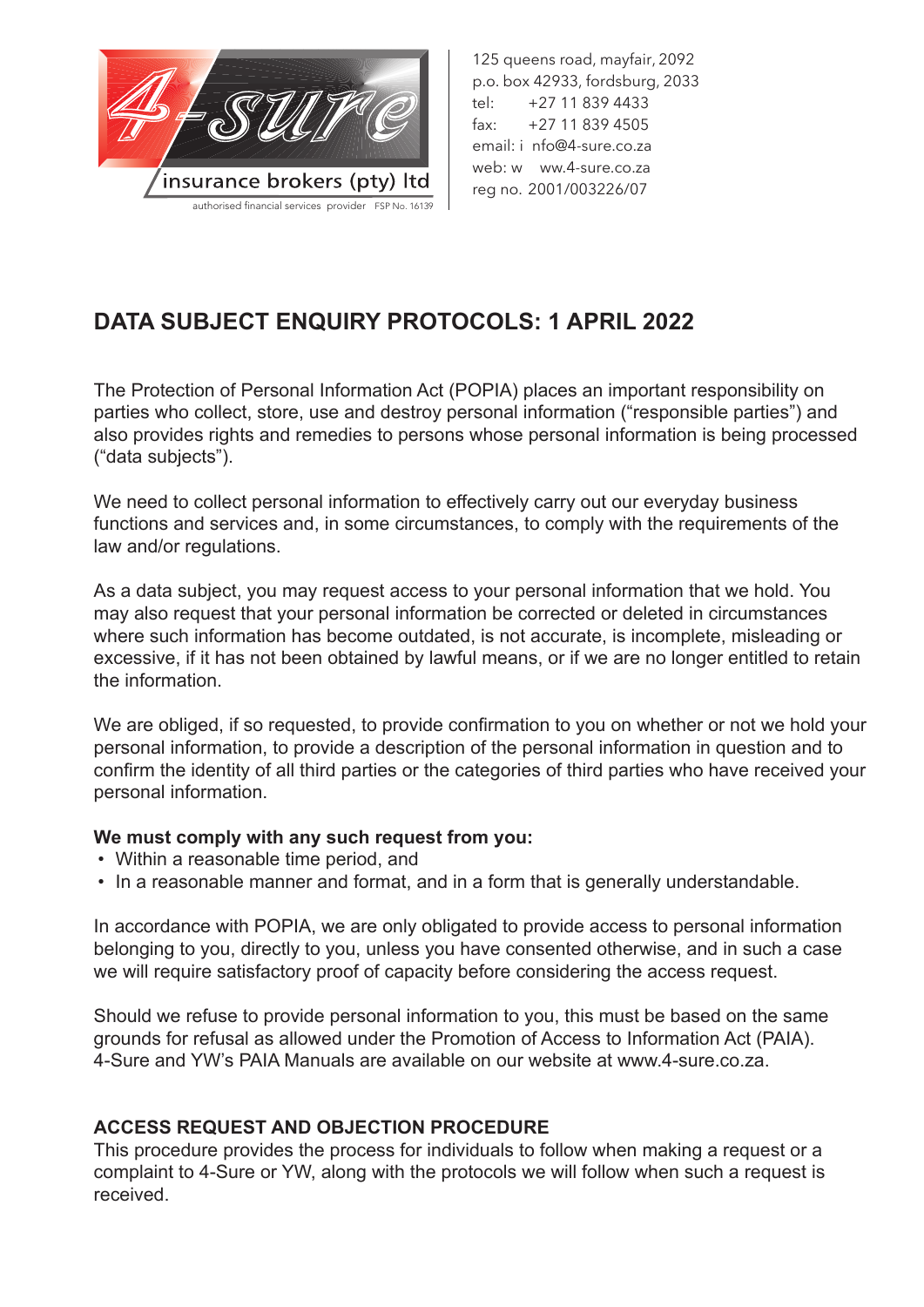4-sure insurance brokers (pty) ltd
authorised financial services provider FSP No. 16139

125 queens road, mayfair, 2092
p.o. box 42933, fordsburg, 2033
tel: +27 11 839 4433
fax: +27 11 839 4505
email: i nfo@4-sure.co.za
web: w ww.4-sure.co.za
reg no. 2001/003226/07

# DATA SUBJECT ENQUIRY PROTOCOLS: 1 APRIL 2022

The Protection of Personal Information Act (POPIA) places an important responsibility on parties who collect, store, use and destroy personal information ("responsible parties") and also provides rights and remedies to persons whose personal information is being processed ("data subjects").

We need to collect personal information to effectively carry out our everyday business functions and services and, in some circumstances, to comply with the requirements of the law and/or regulations.

As a data subject, you may request access to your personal information that we hold. You may also request that your personal information be corrected or deleted in circumstances where such information has become outdated, is not accurate, is incomplete, misleading or excessive, if it has not been obtained by lawful means, or if we are no longer entitled to retain the information.

We are obliged, if so requested, to provide confirmation to you on whether or not we hold your personal information, to provide a description of the personal information in question and to confirm the identity of all third parties or the categories of third parties who have received your personal information.

**We must comply with any such request from you:**

- Within a reasonable time period, and
- In a reasonable manner and format, and in a form that is generally understandable.

In accordance with POPIA, we are only obligated to provide access to personal information belonging to you, directly to you, unless you have consented otherwise, and in such a case we will require satisfactory proof of capacity before considering the access request.

Should we refuse to provide personal information to you, this must be based on the same grounds for refusal as allowed under the Promotion of Access to Information Act (PAIA). 4-Sure and YW's PAIA Manuals are available on our website at www.4-sure.co.za.

## ACCESS REQUEST AND OBJECTION PROCEDURE

This procedure provides the process for individuals to follow when making a request or a complaint to 4-Sure or YW, along with the protocols we will follow when such a request is received.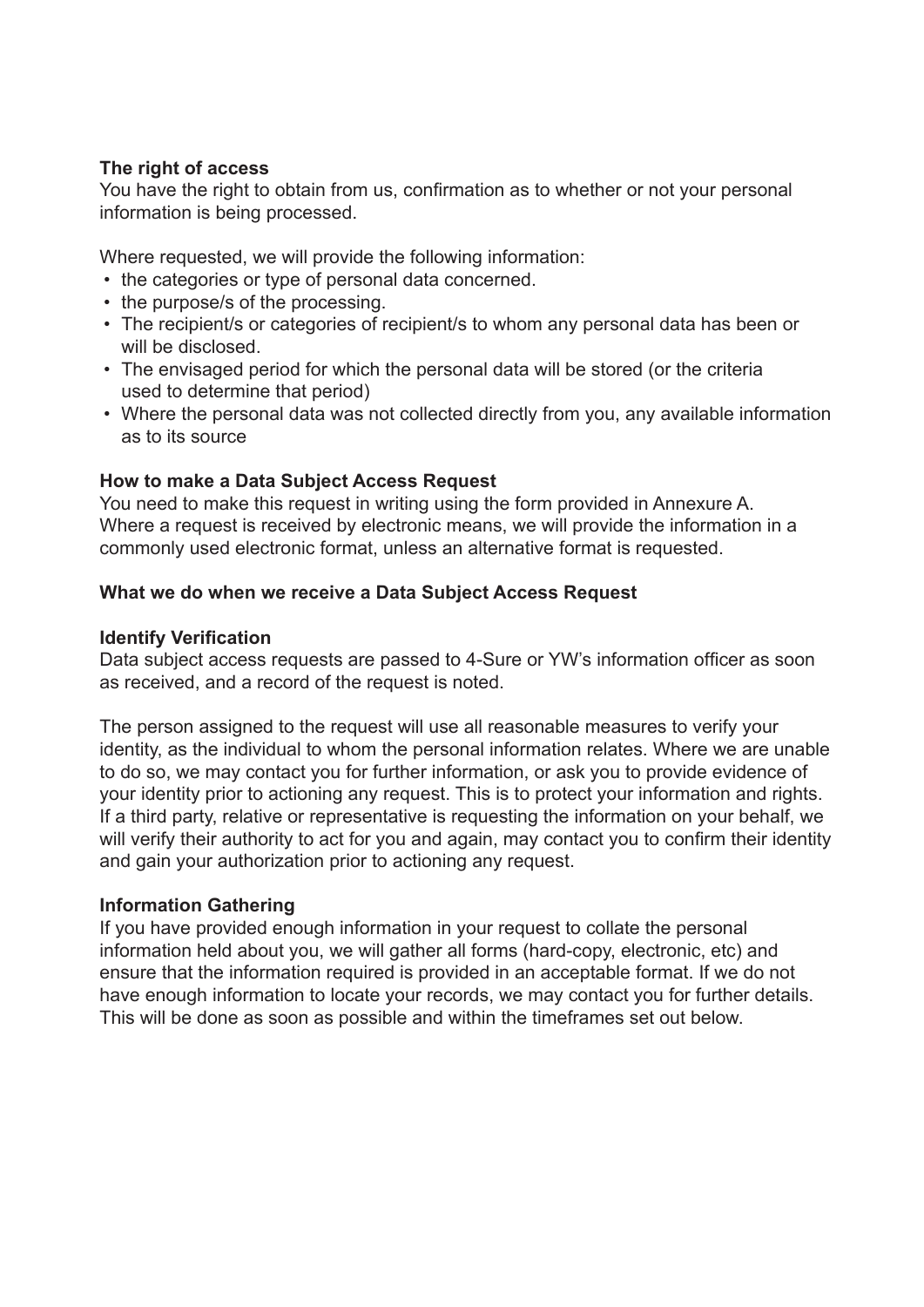**The right of access**
You have the right to obtain from us, confirmation as to whether or not your personal information is being processed.

Where requested, we will provide the following information:

- the categories or type of personal data concerned.
- the purpose/s of the processing.
- The recipient/s or categories of recipient/s to whom any personal data has been or will be disclosed.
- The envisaged period for which the personal data will be stored (or the criteria used to determine that period)
- Where the personal data was not collected directly from you, any available information as to its source

**How to make a Data Subject Access Request**
You need to make this request in writing using the form provided in Annexure A. Where a request is received by electronic means, we will provide the information in a commonly used electronic format, unless an alternative format is requested.

**What we do when we receive a Data Subject Access Request**

**Identify Verification**
Data subject access requests are passed to 4-Sure or YW's information officer as soon as received, and a record of the request is noted.

The person assigned to the request will use all reasonable measures to verify your identity, as the individual to whom the personal information relates. Where we are unable to do so, we may contact you for further information, or ask you to provide evidence of your identity prior to actioning any request. This is to protect your information and rights. If a third party, relative or representative is requesting the information on your behalf, we will verify their authority to act for you and again, may contact you to confirm their identity and gain your authorization prior to actioning any request.

**Information Gathering**
If you have provided enough information in your request to collate the personal information held about you, we will gather all forms (hard-copy, electronic, etc) and ensure that the information required is provided in an acceptable format. If we do not have enough information to locate your records, we may contact you for further details. This will be done as soon as possible and within the timeframes set out below.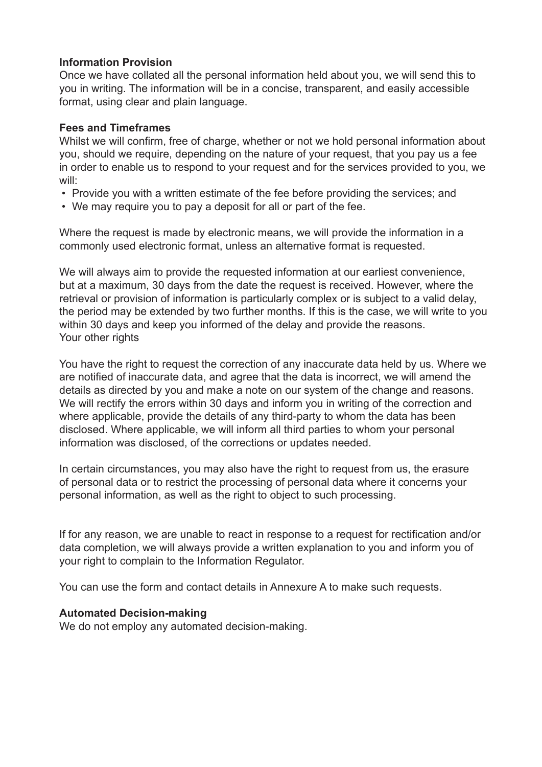**Information Provision**

Once we have collated all the personal information held about you, we will send this to you in writing. The information will be in a concise, transparent, and easily accessible format, using clear and plain language.

**Fees and Timeframes**

Whilst we will confirm, free of charge, whether or not we hold personal information about you, should we require, depending on the nature of your request, that you pay us a fee in order to enable us to respond to your request and for the services provided to you, we will:

- Provide you with a written estimate of the fee before providing the services; and
- We may require you to pay a deposit for all or part of the fee.

Where the request is made by electronic means, we will provide the information in a commonly used electronic format, unless an alternative format is requested.

We will always aim to provide the requested information at our earliest convenience, but at a maximum, 30 days from the date the request is received. However, where the retrieval or provision of information is particularly complex or is subject to a valid delay, the period may be extended by two further months. If this is the case, we will write to you within 30 days and keep you informed of the delay and provide the reasons.
Your other rights

You have the right to request the correction of any inaccurate data held by us. Where we are notified of inaccurate data, and agree that the data is incorrect, we will amend the details as directed by you and make a note on our system of the change and reasons. We will rectify the errors within 30 days and inform you in writing of the correction and where applicable, provide the details of any third-party to whom the data has been disclosed. Where applicable, we will inform all third parties to whom your personal information was disclosed, of the corrections or updates needed.

In certain circumstances, you may also have the right to request from us, the erasure of personal data or to restrict the processing of personal data where it concerns your personal information, as well as the right to object to such processing.

If for any reason, we are unable to react in response to a request for rectification and/or data completion, we will always provide a written explanation to you and inform you of your right to complain to the Information Regulator.

You can use the form and contact details in Annexure A to make such requests.

**Automated Decision-making**

We do not employ any automated decision-making.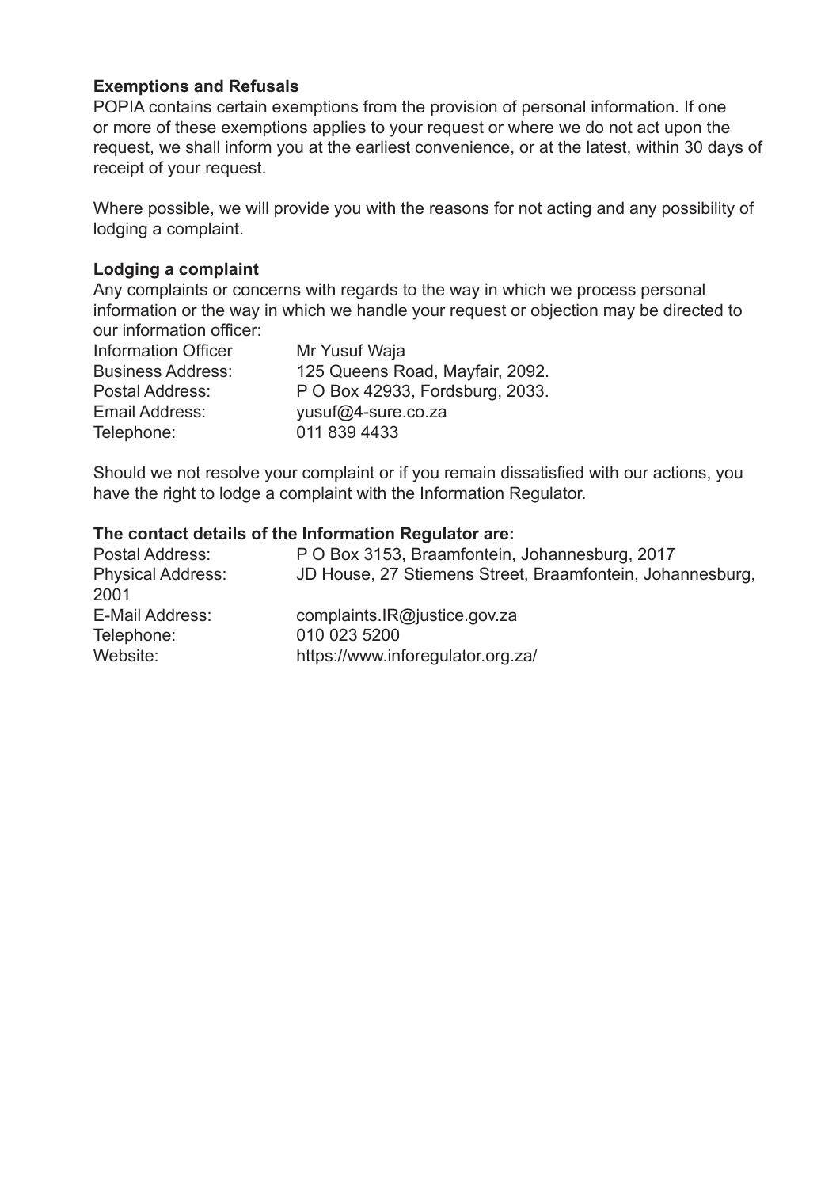**Exemptions and Refusals**

POPIA contains certain exemptions from the provision of personal information. If one or more of these exemptions applies to your request or where we do not act upon the request, we shall inform you at the earliest convenience, or at the latest, within 30 days of receipt of your request.

Where possible, we will provide you with the reasons for not acting and any possibility of lodging a complaint.

**Lodging a complaint**

Any complaints or concerns with regards to the way in which we process personal information or the way in which we handle your request or objection may be directed to our information officer:

| | |
|---|---|
| Information Officer | Mr Yusuf Waja |
| Business Address: | 125 Queens Road, Mayfair, 2092. |
| Postal Address: | P O Box 42933, Fordsburg, 2033. |
| Email Address: | yusuf@4-sure.co.za |
| Telephone: | 011 839 4433 |

Should we not resolve your complaint or if you remain dissatisfied with our actions, you have the right to lodge a complaint with the Information Regulator.

**The contact details of the Information Regulator are:**

| | |
|---|---|
| Postal Address: | P O Box 3153, Braamfontein, Johannesburg, 2017 |
| Physical Address: | JD House, 27 Stiemens Street, Braamfontein, Johannesburg, 2001 |
| E-Mail Address: | complaints.IR@justice.gov.za |
| Telephone: | 010 023 5200 |
| Website: | https://www.inforegulator.org.za/ |